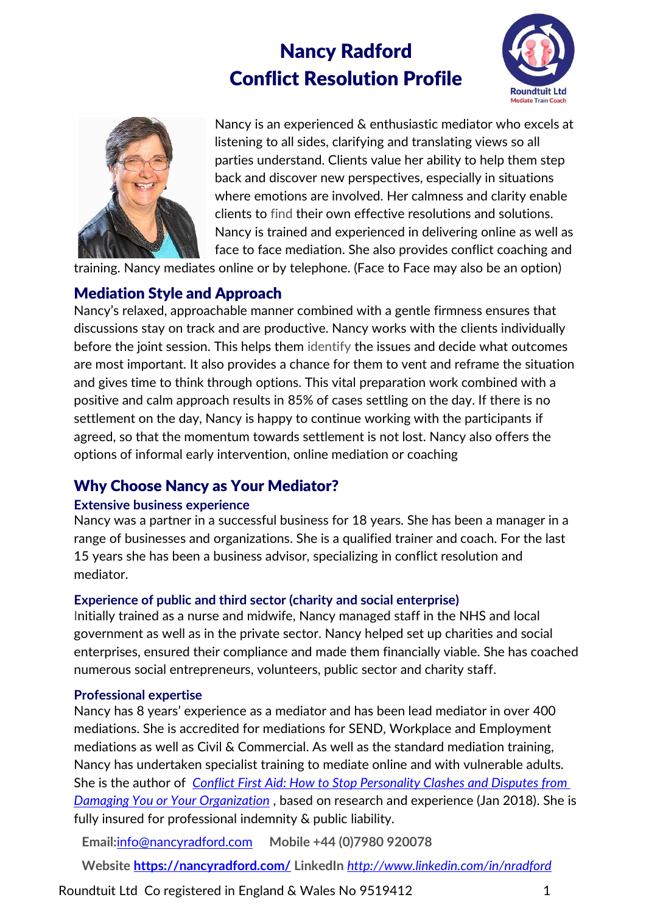# Nancy Radford
# Conflict Resolution Profile

Roundtuit Ltd
Mediate Train Coach

Nancy is an experienced & enthusiastic mediator who excels at listening to all sides, clarifying and translating views so all parties understand. Clients value her ability to help them step back and discover new perspectives, especially in situations where emotions are involved. Her calmness and clarity enable clients to find their own effective resolutions and solutions. Nancy is trained and experienced in delivering online as well as face to face mediation. She also provides conflict coaching and training. Nancy mediates online or by telephone. (Face to Face may also be an option)

## Mediation Style and Approach

Nancy's relaxed, approachable manner combined with a gentle firmness ensures that discussions stay on track and are productive. Nancy works with the clients individually before the joint session. This helps them identify the issues and decide what outcomes are most important. It also provides a chance for them to vent and reframe the situation and gives time to think through options. This vital preparation work combined with a positive and calm approach results in 85% of cases settling on the day. If there is no settlement on the day, Nancy is happy to continue working with the participants if agreed, so that the momentum towards settlement is not lost. Nancy also offers the options of informal early intervention, online mediation or coaching

## Why Choose Nancy as Your Mediator?

### Extensive business experience

Nancy was a partner in a successful business for 18 years. She has been a manager in a range of businesses and organizations. She is a qualified trainer and coach. For the last 15 years she has been a business advisor, specializing in conflict resolution and mediator.

### Experience of public and third sector (charity and social enterprise)

Initially trained as a nurse and midwife, Nancy managed staff in the NHS and local government as well as in the private sector. Nancy helped set up charities and social enterprises, ensured their compliance and made them financially viable. She has coached numerous social entrepreneurs, volunteers, public sector and charity staff.

### Professional expertise

Nancy has 8 years' experience as a mediator and has been lead mediator in over 400 mediations. She is accredited for mediations for SEND, Workplace and Employment mediations as well as Civil & Commercial. As well as the standard mediation training, Nancy has undertaken specialist training to mediate online and with vulnerable adults. She is the author of *Conflict First Aid: How to Stop Personality Clashes and Disputes from Damaging You or Your Organization* , based on research and experience (Jan 2018). She is fully insured for professional indemnity & public liability.

**Email:**info@nancyradford.com **Mobile +44 (0)7980 920078**

**Website** **https://nancyradford.com/** **LinkedIn** *http://www.linkedin.com/in/nradford*

Roundtuit Ltd Co registered in England & Wales No 9519412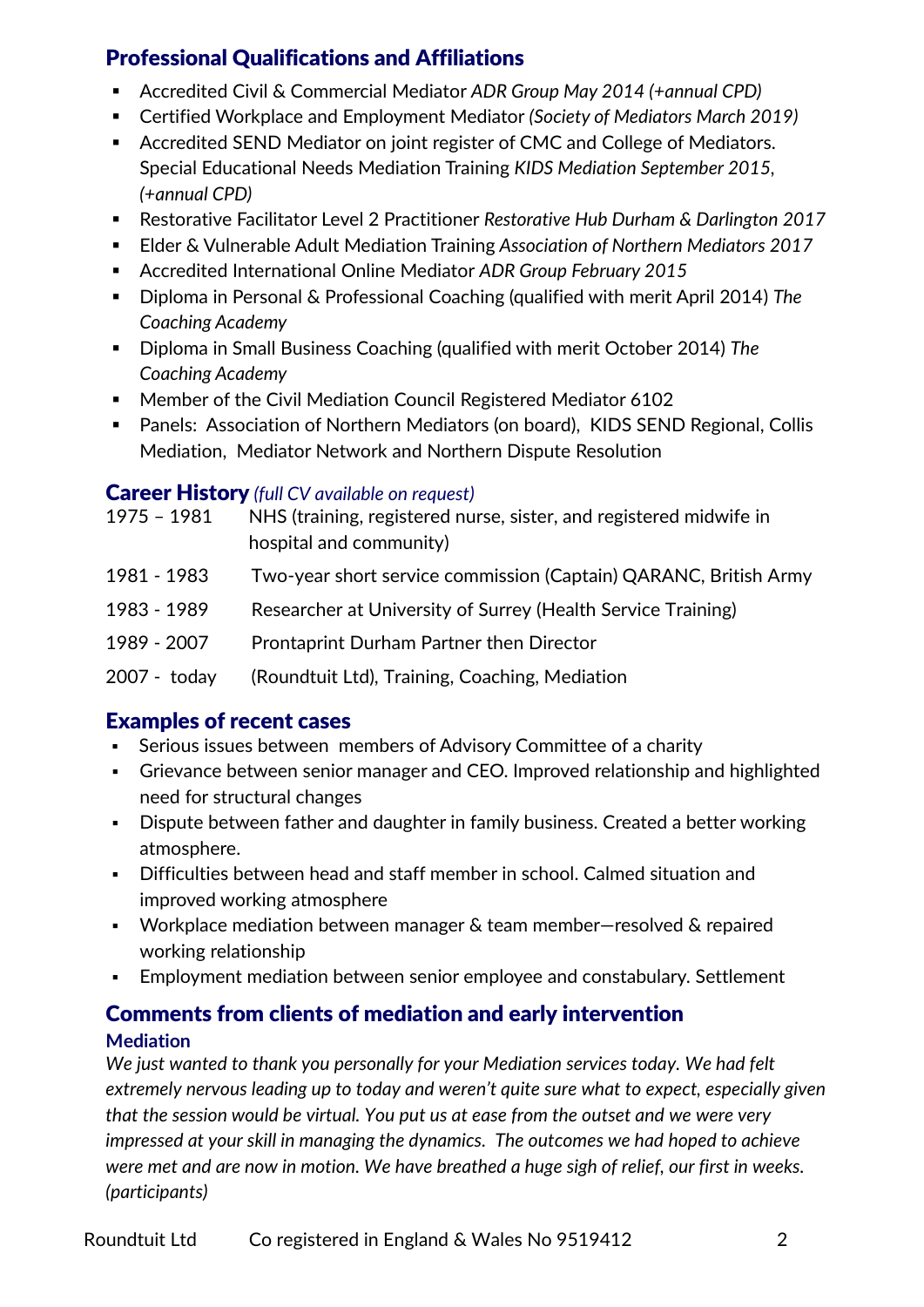## Professional Qualifications and Affiliations

- Accredited Civil & Commercial Mediator *ADR Group May 2014 (+annual CPD)*
- Certified Workplace and Employment Mediator *(Society of Mediators March 2019)*
- Accredited SEND Mediator on joint register of CMC and College of Mediators. Special Educational Needs Mediation Training *KIDS Mediation September 2015, (+annual CPD)*
- Restorative Facilitator Level 2 Practitioner *Restorative Hub Durham & Darlington 2017*
- Elder & Vulnerable Adult Mediation Training *Association of Northern Mediators 2017*
- Accredited International Online Mediator *ADR Group February 2015*
- Diploma in Personal & Professional Coaching (qualified with merit April 2014) *The Coaching Academy*
- Diploma in Small Business Coaching (qualified with merit October 2014) *The Coaching Academy*
- Member of the Civil Mediation Council Registered Mediator 6102
- Panels: Association of Northern Mediators (on board), KIDS SEND Regional, Collis Mediation, Mediator Network and Northern Dispute Resolution

## Career History *(full CV available on request)*

| | |
|---|---|
| 1975 – 1981 | NHS (training, registered nurse, sister, and registered midwife in hospital and community) |
| 1981 - 1983 | Two-year short service commission (Captain) QARANC, British Army |
| 1983 - 1989 | Researcher at University of Surrey (Health Service Training) |
| 1989 - 2007 | Prontaprint Durham Partner then Director |
| 2007 - today | (Roundtuit Ltd), Training, Coaching, Mediation |

## Examples of recent cases

- Serious issues between members of Advisory Committee of a charity
- Grievance between senior manager and CEO. Improved relationship and highlighted need for structural changes
- Dispute between father and daughter in family business. Created a better working atmosphere.
- Difficulties between head and staff member in school. Calmed situation and improved working atmosphere
- Workplace mediation between manager & team member—resolved & repaired working relationship
- Employment mediation between senior employee and constabulary. Settlement

## Comments from clients of mediation and early intervention

### Mediation

*We just wanted to thank you personally for your Mediation services today. We had felt extremely nervous leading up to today and weren't quite sure what to expect, especially given that the session would be virtual. You put us at ease from the outset and we were very impressed at your skill in managing the dynamics. The outcomes we had hoped to achieve were met and are now in motion. We have breathed a huge sigh of relief, our first in weeks. (participants)*

Roundtuit Ltd Co registered in England & Wales No 9519412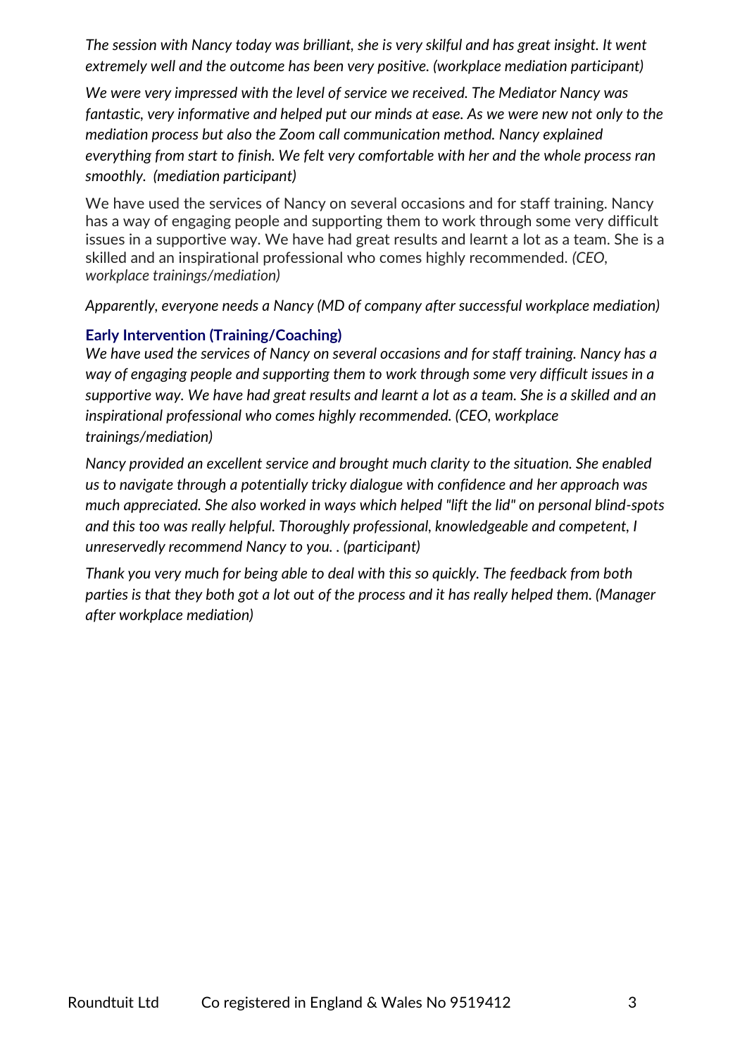*The session with Nancy today was brilliant, she is very skilful and has great insight. It went extremely well and the outcome has been very positive. (workplace mediation participant)*

*We were very impressed with the level of service we received. The Mediator Nancy was fantastic, very informative and helped put our minds at ease. As we were new not only to the mediation process but also the Zoom call communication method. Nancy explained everything from start to finish. We felt very comfortable with her and the whole process ran smoothly. (mediation participant)*

We have used the services of Nancy on several occasions and for staff training. Nancy has a way of engaging people and supporting them to work through some very difficult issues in a supportive way. We have had great results and learnt a lot as a team. She is a skilled and an inspirational professional who comes highly recommended. *(CEO, workplace trainings/mediation)*

*Apparently, everyone needs a Nancy (MD of company after successful workplace mediation)*

**Early Intervention (Training/Coaching)**

*We have used the services of Nancy on several occasions and for staff training. Nancy has a way of engaging people and supporting them to work through some very difficult issues in a supportive way. We have had great results and learnt a lot as a team. She is a skilled and an inspirational professional who comes highly recommended. (CEO, workplace trainings/mediation)*

*Nancy provided an excellent service and brought much clarity to the situation. She enabled us to navigate through a potentially tricky dialogue with confidence and her approach was much appreciated. She also worked in ways which helped "lift the lid" on personal blind-spots and this too was really helpful. Thoroughly professional, knowledgeable and competent, I unreservedly recommend Nancy to you. . (participant)*

*Thank you very much for being able to deal with this so quickly. The feedback from both parties is that they both got a lot out of the process and it has really helped them. (Manager after workplace mediation)*